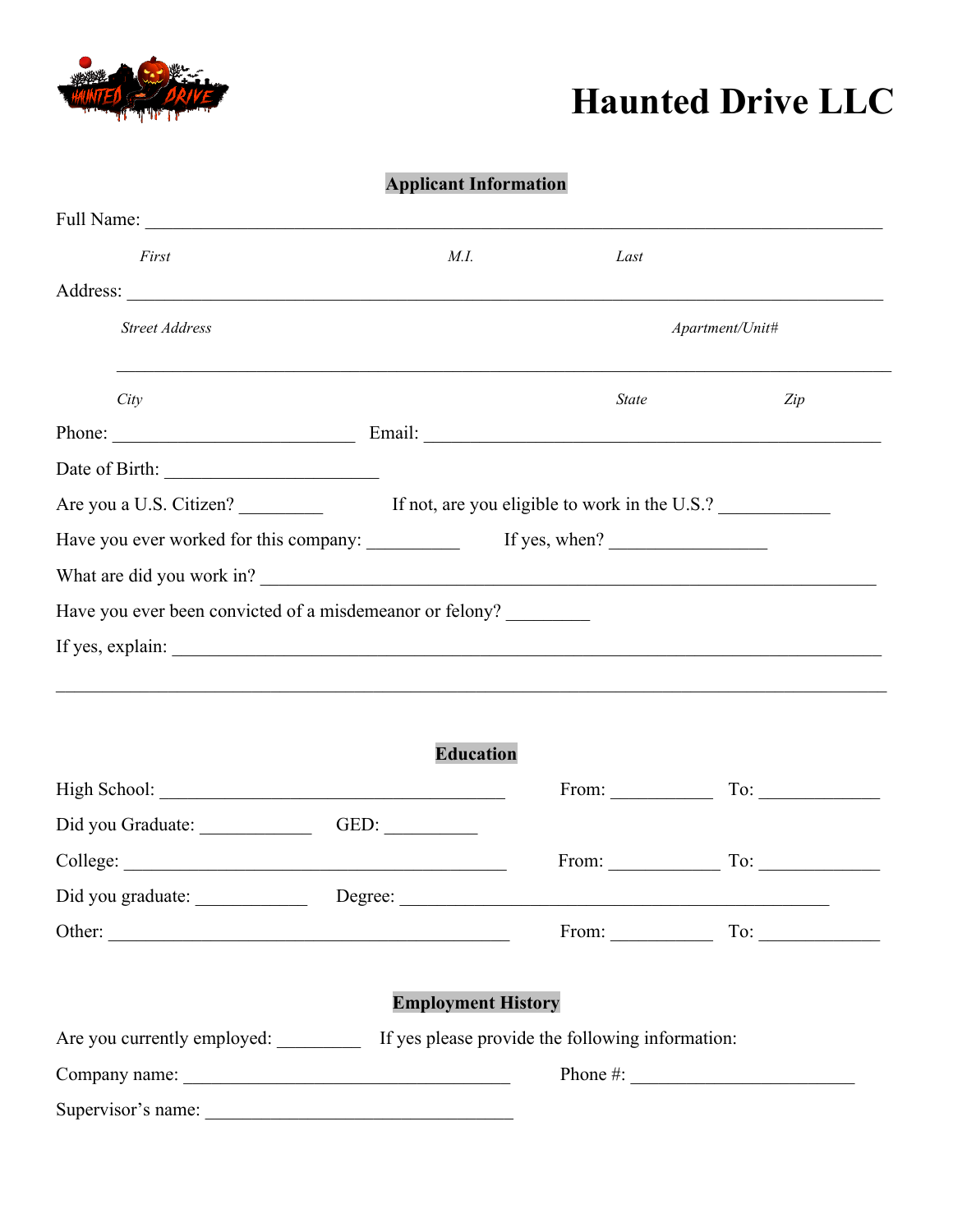# Haunted Drive LLC

## Applicant Information

Full Name: ______________________________________________________________________________

*First* *M.I.* *Last*

Address: _______________________________________________________________________________

*Street Address* *Apartment/Unit#*

_______________________________________________________________________________________

*City* *State* *Zip*

Phone: __________________________ Email: ________________________________________________

Date of Birth: _______________________

Are you a U.S. Citizen? _________ If not, are you eligible to work in the U.S.? ____________

Have you ever worked for this company: __________ If yes, when? _________________

What are did you work in? ____________________________________________________________________

Have you ever been convicted of a misdemeanor or felony? _________

If yes, explain: _________________________________________________________________________

_______________________________________________________________________________________

## Education

High School: _____________________________________ From: ___________ To: _____________

Did you Graduate: ____________ GED: __________

College: __________________________________________ From: ____________ To: _____________

Did you graduate: ____________ Degree: _______________________________________________

Other: ____________________________________________ From: ___________ To: _____________

## Employment History

Are you currently employed: _________ If yes please provide the following information:

Company name: ___________________________________ Phone #: ________________________

Supervisor's name: _________________________________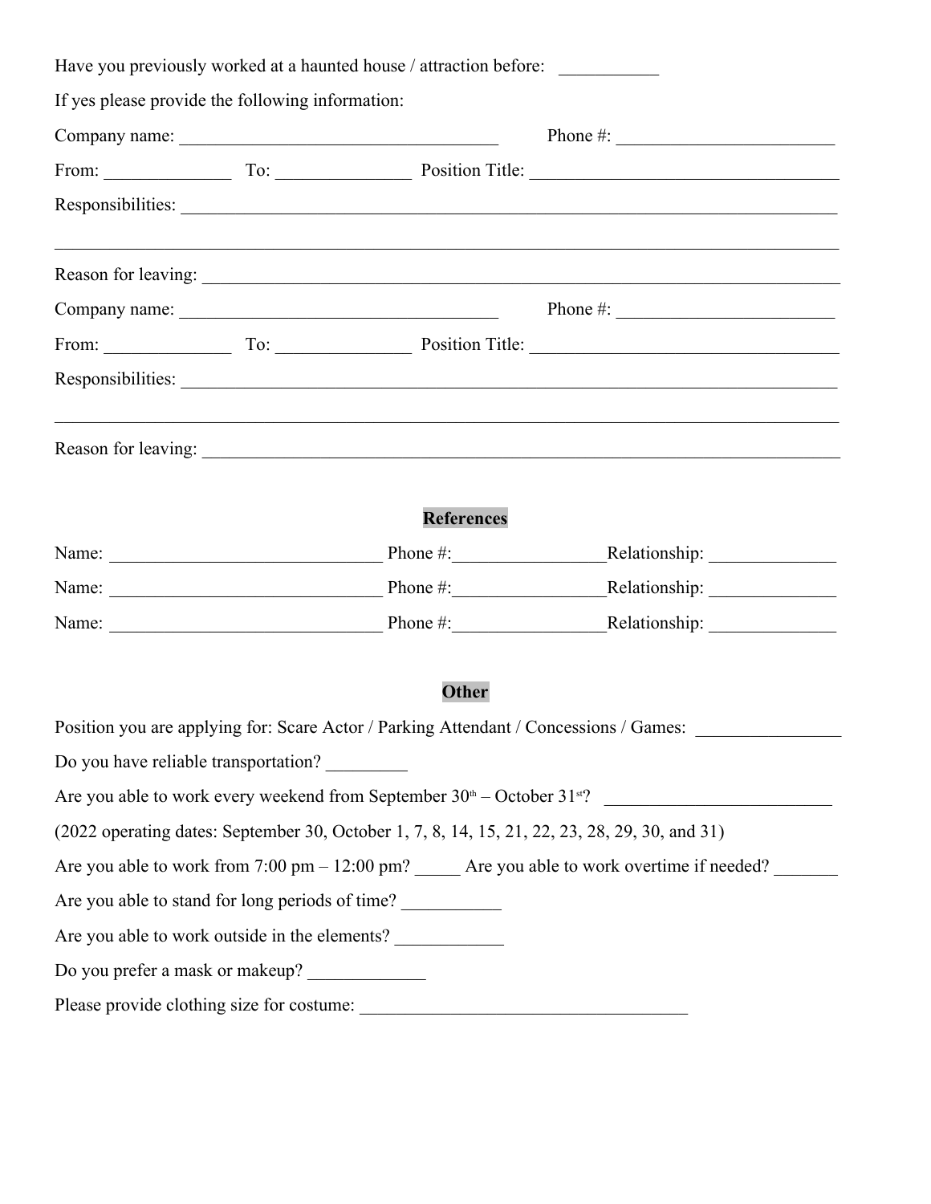Have you previously worked at a haunted house / attraction before: ___________

If yes please provide the following information:

Company name: ____________________________________ Phone #: ________________________

From: ______________ To: _______________ Position Title: __________________________________

Responsibilities: ___________________________________________________________________________

_____________________________________________________________________________________

Reason for leaving: _________________________________________________________________________

Company name: ____________________________________ Phone #: ________________________

From: ______________ To: _______________ Position Title: __________________________________

Responsibilities: ___________________________________________________________________________

_____________________________________________________________________________________

Reason for leaving: _________________________________________________________________________

## References

Name: ______________________________ Phone #:_________________Relationship: ______________

Name: ______________________________ Phone #:_________________Relationship: ______________

Name: ______________________________ Phone #:_________________Relationship: ______________

## Other

Position you are applying for: Scare Actor / Parking Attendant / Concessions / Games: ________________

Do you have reliable transportation? _________

Are you able to work every weekend from September 30th – October 31st? _________________________

(2022 operating dates: September 30, October 1, 7, 8, 14, 15, 21, 22, 23, 28, 29, 30, and 31)

Are you able to work from 7:00 pm – 12:00 pm? _____ Are you able to work overtime if needed? _______

Are you able to stand for long periods of time? ___________

Are you able to work outside in the elements? ____________

Do you prefer a mask or makeup? _____________

Please provide clothing size for costume: _____________________________________